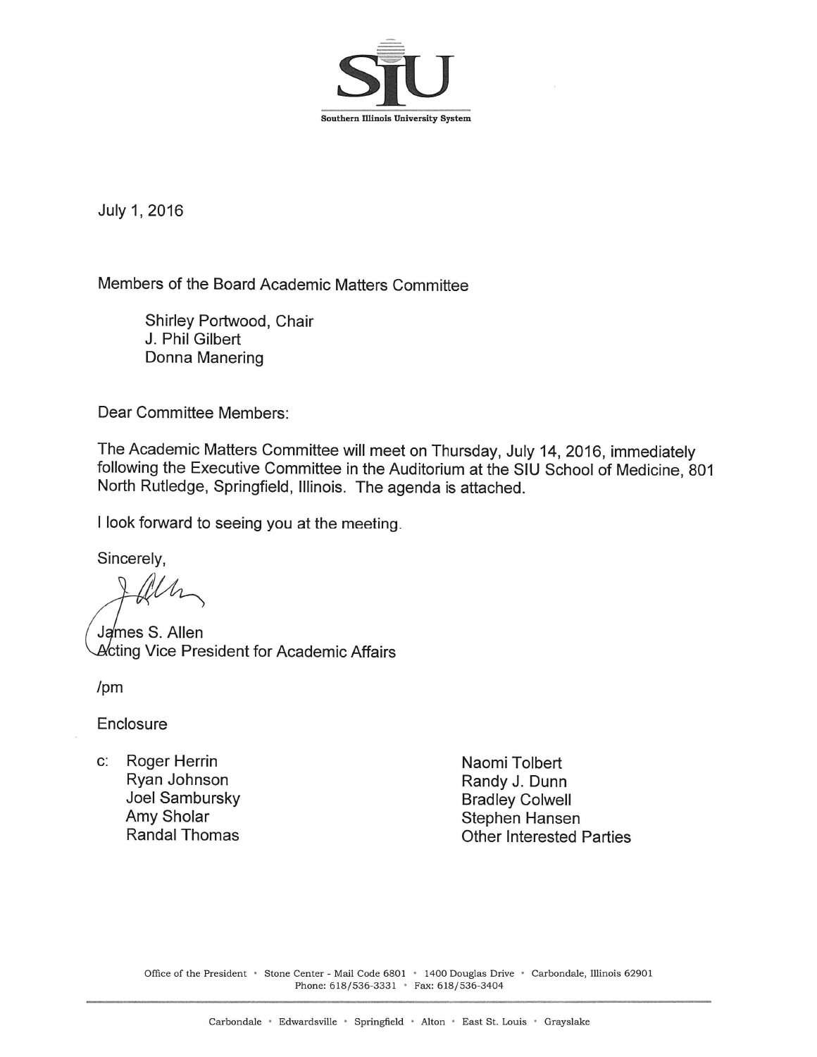Southern Illinois University System

July 1, 2016

Members of the Board Academic Matters Committee

Shirley Portwood, Chair
J. Phil Gilbert
Donna Manering

Dear Committee Members:

The Academic Matters Committee will meet on Thursday, July 14, 2016, immediately following the Executive Committee in the Auditorium at the SIU School of Medicine, 801 North Rutledge, Springfield, Illinois. The agenda is attached.

I look forward to seeing you at the meeting.

Sincerely,

James S. Allen
Acting Vice President for Academic Affairs

/pm

Enclosure

c: Roger Herrin
Ryan Johnson
Joel Sambursky
Amy Sholar
Randal Thomas
Naomi Tolbert
Randy J. Dunn
Bradley Colwell
Stephen Hansen
Other Interested Parties

Office of the President • Stone Center - Mail Code 6801 • 1400 Douglas Drive • Carbondale, Illinois 62901
Phone: 618/536-3331 • Fax: 618/536-3404

Carbondale • Edwardsville • Springfield • Alton • East St. Louis • Grayslake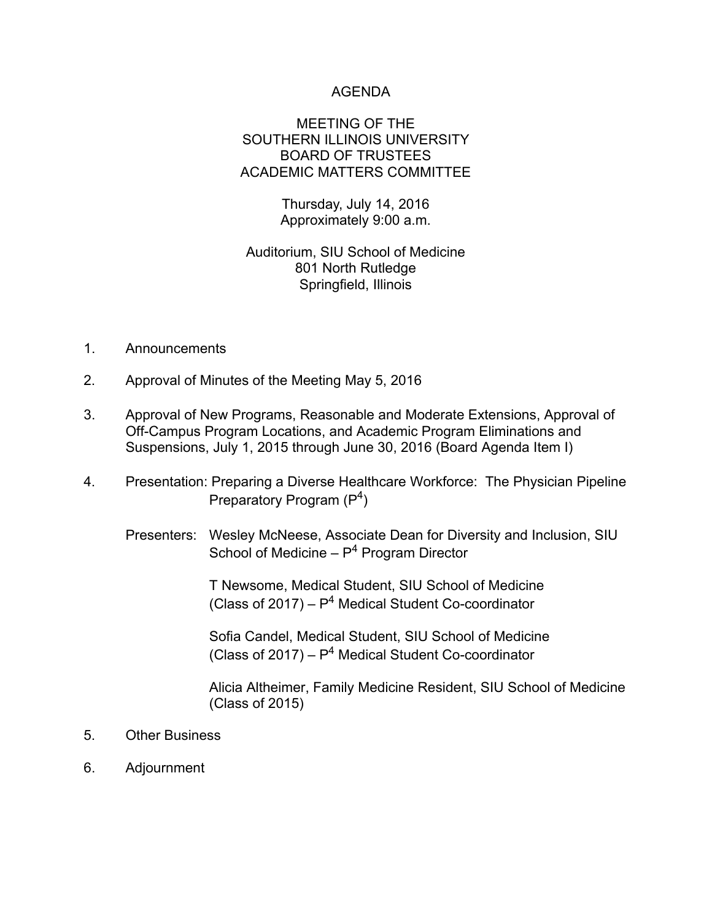# AGENDA

## MEETING OF THE SOUTHERN ILLINOIS UNIVERSITY BOARD OF TRUSTEES ACADEMIC MATTERS COMMITTEE

Thursday, July 14, 2016
Approximately 9:00 a.m.

Auditorium, SIU School of Medicine
801 North Rutledge
Springfield, Illinois

1. Announcements

2. Approval of Minutes of the Meeting May 5, 2016

3. Approval of New Programs, Reasonable and Moderate Extensions, Approval of Off-Campus Program Locations, and Academic Program Eliminations and Suspensions, July 1, 2015 through June 30, 2016 (Board Agenda Item I)

4. Presentation: Preparing a Diverse Healthcare Workforce: The Physician Pipeline Preparatory Program ($P^4$)

   Presenters: Wesley McNeese, Associate Dean for Diversity and Inclusion, SIU School of Medicine – $P^4$ Program Director

   T Newsome, Medical Student, SIU School of Medicine (Class of 2017) – $P^4$ Medical Student Co-coordinator

   Sofia Candel, Medical Student, SIU School of Medicine (Class of 2017) – $P^4$ Medical Student Co-coordinator

   Alicia Altheimer, Family Medicine Resident, SIU School of Medicine (Class of 2015)

5. Other Business

6. Adjournment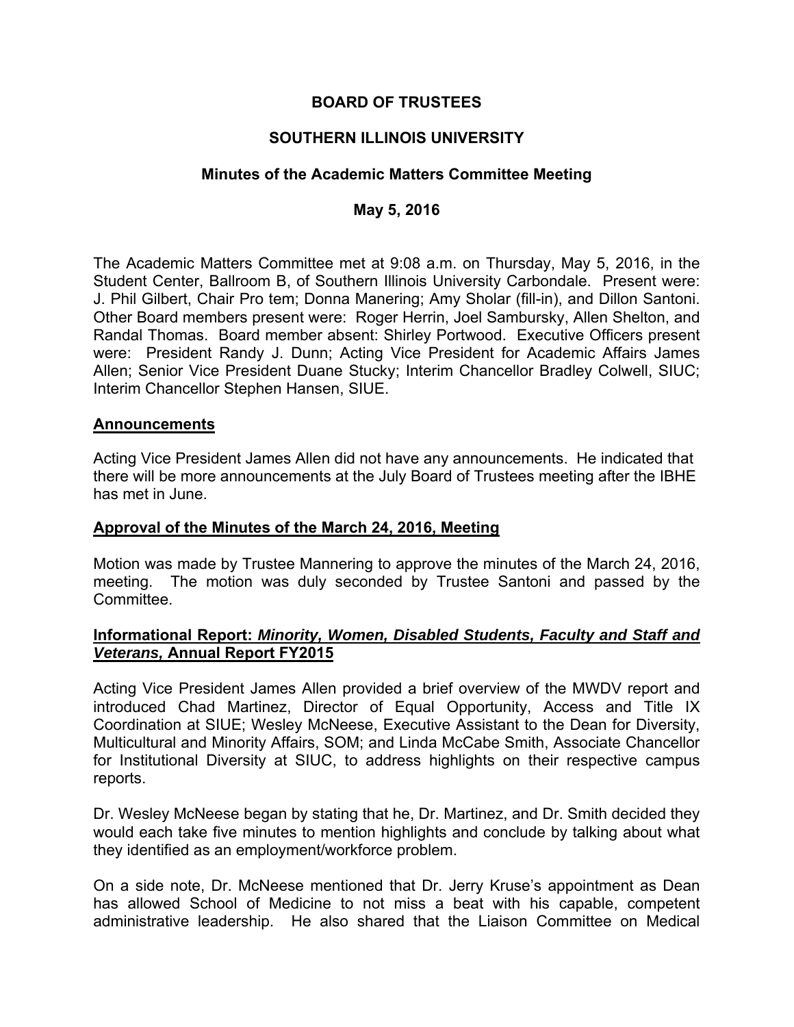**BOARD OF TRUSTEES**

**SOUTHERN ILLINOIS UNIVERSITY**

**Minutes of the Academic Matters Committee Meeting**

**May 5, 2016**

The Academic Matters Committee met at 9:08 a.m. on Thursday, May 5, 2016, in the Student Center, Ballroom B, of Southern Illinois University Carbondale. Present were: J. Phil Gilbert, Chair Pro tem; Donna Manering; Amy Sholar (fill-in), and Dillon Santoni. Other Board members present were: Roger Herrin, Joel Sambursky, Allen Shelton, and Randal Thomas. Board member absent: Shirley Portwood. Executive Officers present were: President Randy J. Dunn; Acting Vice President for Academic Affairs James Allen; Senior Vice President Duane Stucky; Interim Chancellor Bradley Colwell, SIUC; Interim Chancellor Stephen Hansen, SIUE.

## Announcements

Acting Vice President James Allen did not have any announcements. He indicated that there will be more announcements at the July Board of Trustees meeting after the IBHE has met in June.

## Approval of the Minutes of the March 24, 2016, Meeting

Motion was made by Trustee Mannering to approve the minutes of the March 24, 2016, meeting. The motion was duly seconded by Trustee Santoni and passed by the Committee.

## Informational Report: *Minority, Women, Disabled Students, Faculty and Staff and Veterans,* Annual Report FY2015

Acting Vice President James Allen provided a brief overview of the MWDV report and introduced Chad Martinez, Director of Equal Opportunity, Access and Title IX Coordination at SIUE; Wesley McNeese, Executive Assistant to the Dean for Diversity, Multicultural and Minority Affairs, SOM; and Linda McCabe Smith, Associate Chancellor for Institutional Diversity at SIUC, to address highlights on their respective campus reports.

Dr. Wesley McNeese began by stating that he, Dr. Martinez, and Dr. Smith decided they would each take five minutes to mention highlights and conclude by talking about what they identified as an employment/workforce problem.

On a side note, Dr. McNeese mentioned that Dr. Jerry Kruse's appointment as Dean has allowed School of Medicine to not miss a beat with his capable, competent administrative leadership. He also shared that the Liaison Committee on Medical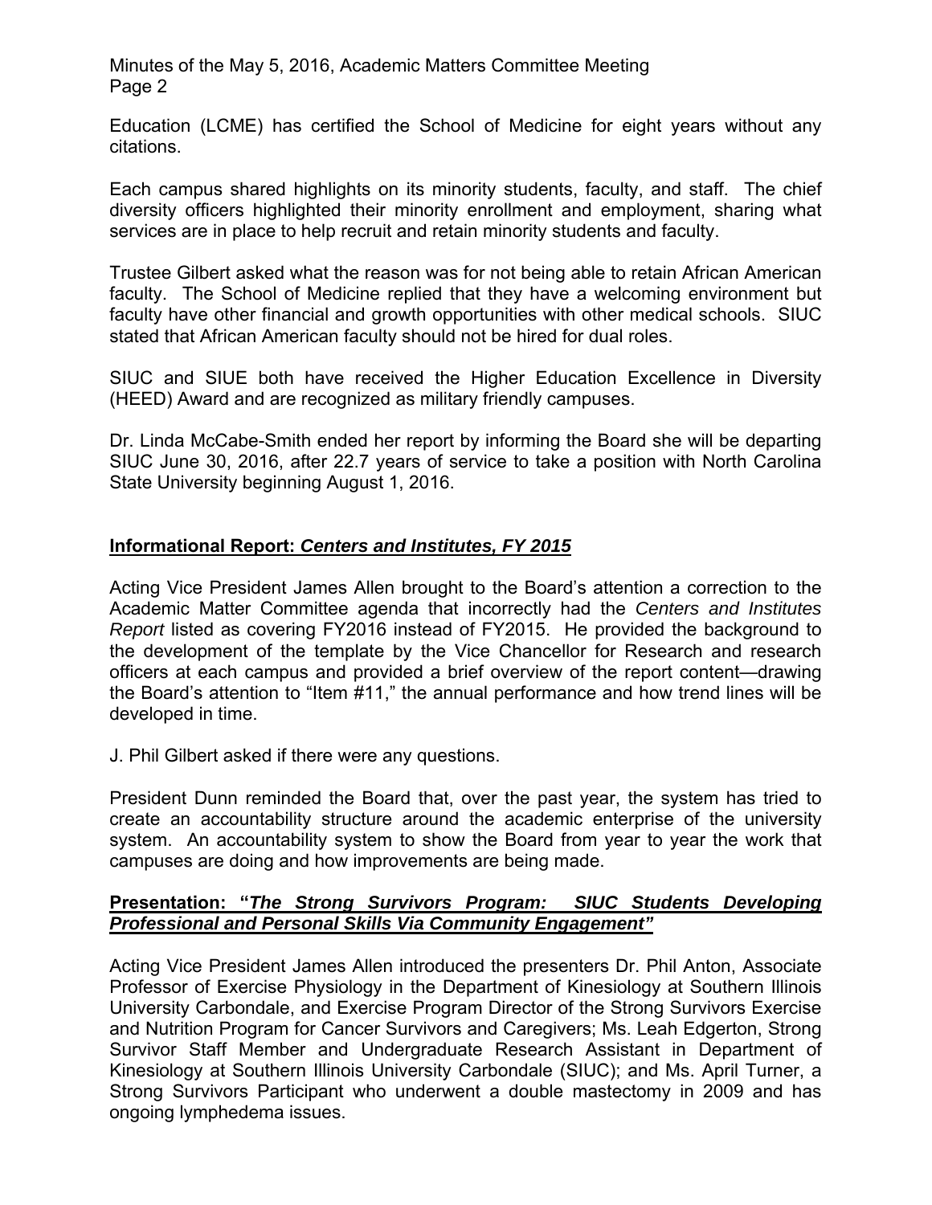Education (LCME) has certified the School of Medicine for eight years without any citations.

Each campus shared highlights on its minority students, faculty, and staff. The chief diversity officers highlighted their minority enrollment and employment, sharing what services are in place to help recruit and retain minority students and faculty.

Trustee Gilbert asked what the reason was for not being able to retain African American faculty. The School of Medicine replied that they have a welcoming environment but faculty have other financial and growth opportunities with other medical schools. SIUC stated that African American faculty should not be hired for dual roles.

SIUC and SIUE both have received the Higher Education Excellence in Diversity (HEED) Award and are recognized as military friendly campuses.

Dr. Linda McCabe-Smith ended her report by informing the Board she will be departing SIUC June 30, 2016, after 22.7 years of service to take a position with North Carolina State University beginning August 1, 2016.

**Informational Report: *Centers and Institutes, FY 2015***

Acting Vice President James Allen brought to the Board's attention a correction to the Academic Matter Committee agenda that incorrectly had the *Centers and Institutes Report* listed as covering FY2016 instead of FY2015. He provided the background to the development of the template by the Vice Chancellor for Research and research officers at each campus and provided a brief overview of the report content—drawing the Board's attention to "Item #11," the annual performance and how trend lines will be developed in time.

J. Phil Gilbert asked if there were any questions.

President Dunn reminded the Board that, over the past year, the system has tried to create an accountability structure around the academic enterprise of the university system. An accountability system to show the Board from year to year the work that campuses are doing and how improvements are being made.

**Presentation: "*The Strong Survivors Program: SIUC Students Developing Professional and Personal Skills Via Community Engagement*"**

Acting Vice President James Allen introduced the presenters Dr. Phil Anton, Associate Professor of Exercise Physiology in the Department of Kinesiology at Southern Illinois University Carbondale, and Exercise Program Director of the Strong Survivors Exercise and Nutrition Program for Cancer Survivors and Caregivers; Ms. Leah Edgerton, Strong Survivor Staff Member and Undergraduate Research Assistant in Department of Kinesiology at Southern Illinois University Carbondale (SIUC); and Ms. April Turner, a Strong Survivors Participant who underwent a double mastectomy in 2009 and has ongoing lymphedema issues.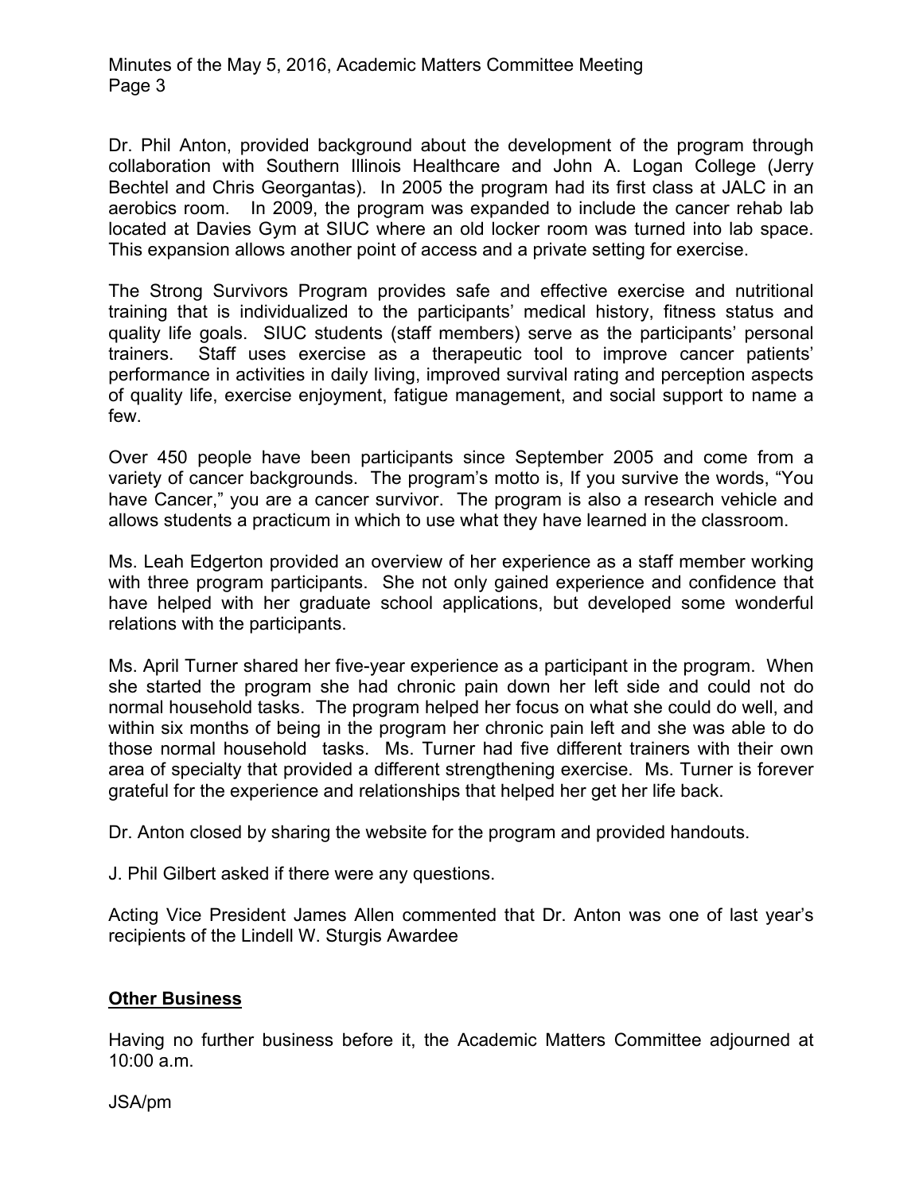Dr. Phil Anton, provided background about the development of the program through collaboration with Southern Illinois Healthcare and John A. Logan College (Jerry Bechtel and Chris Georgantas). In 2005 the program had its first class at JALC in an aerobics room. In 2009, the program was expanded to include the cancer rehab lab located at Davies Gym at SIUC where an old locker room was turned into lab space. This expansion allows another point of access and a private setting for exercise.

The Strong Survivors Program provides safe and effective exercise and nutritional training that is individualized to the participants' medical history, fitness status and quality life goals. SIUC students (staff members) serve as the participants' personal trainers. Staff uses exercise as a therapeutic tool to improve cancer patients' performance in activities in daily living, improved survival rating and perception aspects of quality life, exercise enjoyment, fatigue management, and social support to name a few.

Over 450 people have been participants since September 2005 and come from a variety of cancer backgrounds. The program's motto is, If you survive the words, "You have Cancer," you are a cancer survivor. The program is also a research vehicle and allows students a practicum in which to use what they have learned in the classroom.

Ms. Leah Edgerton provided an overview of her experience as a staff member working with three program participants. She not only gained experience and confidence that have helped with her graduate school applications, but developed some wonderful relations with the participants.

Ms. April Turner shared her five-year experience as a participant in the program. When she started the program she had chronic pain down her left side and could not do normal household tasks. The program helped her focus on what she could do well, and within six months of being in the program her chronic pain left and she was able to do those normal household tasks. Ms. Turner had five different trainers with their own area of specialty that provided a different strengthening exercise. Ms. Turner is forever grateful for the experience and relationships that helped her get her life back.

Dr. Anton closed by sharing the website for the program and provided handouts.

J. Phil Gilbert asked if there were any questions.

Acting Vice President James Allen commented that Dr. Anton was one of last year's recipients of the Lindell W. Sturgis Awardee

## Other Business

Having no further business before it, the Academic Matters Committee adjourned at 10:00 a.m.

JSA/pm